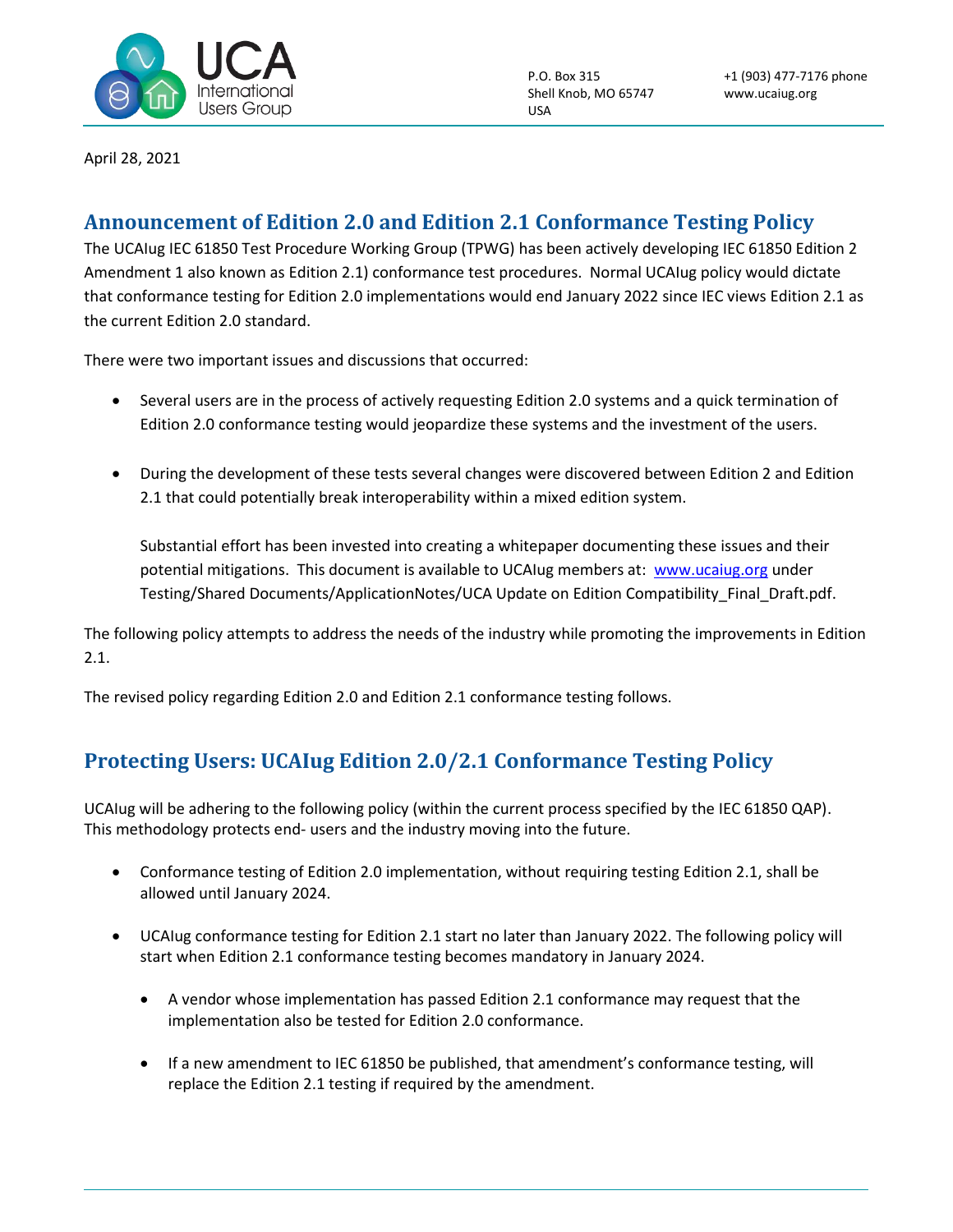P.O. Box 315
Shell Knob, MO 65747
USA

+1 (903) 477-7176 phone
www.ucaiug.org

April 28, 2021

## Announcement of Edition 2.0 and Edition 2.1 Conformance Testing Policy

The UCAIug IEC 61850 Test Procedure Working Group (TPWG) has been actively developing IEC 61850 Edition 2 Amendment 1 also known as Edition 2.1) conformance test procedures. Normal UCAIug policy would dictate that conformance testing for Edition 2.0 implementations would end January 2022 since IEC views Edition 2.1 as the current Edition 2.0 standard.

There were two important issues and discussions that occurred:

- Several users are in the process of actively requesting Edition 2.0 systems and a quick termination of Edition 2.0 conformance testing would jeopardize these systems and the investment of the users.
- During the development of these tests several changes were discovered between Edition 2 and Edition 2.1 that could potentially break interoperability within a mixed edition system.

  Substantial effort has been invested into creating a whitepaper documenting these issues and their potential mitigations. This document is available to UCAIug members at: www.ucaiug.org under Testing/Shared Documents/ApplicationNotes/UCA Update on Edition Compatibility_Final_Draft.pdf.

The following policy attempts to address the needs of the industry while promoting the improvements in Edition 2.1.

The revised policy regarding Edition 2.0 and Edition 2.1 conformance testing follows.

## Protecting Users: UCAIug Edition 2.0/2.1 Conformance Testing Policy

UCAIug will be adhering to the following policy (within the current process specified by the IEC 61850 QAP). This methodology protects end- users and the industry moving into the future.

- Conformance testing of Edition 2.0 implementation, without requiring testing Edition 2.1, shall be allowed until January 2024.
- UCAIug conformance testing for Edition 2.1 start no later than January 2022. The following policy will start when Edition 2.1 conformance testing becomes mandatory in January 2024.
  - A vendor whose implementation has passed Edition 2.1 conformance may request that the implementation also be tested for Edition 2.0 conformance.
  - If a new amendment to IEC 61850 be published, that amendment's conformance testing, will replace the Edition 2.1 testing if required by the amendment.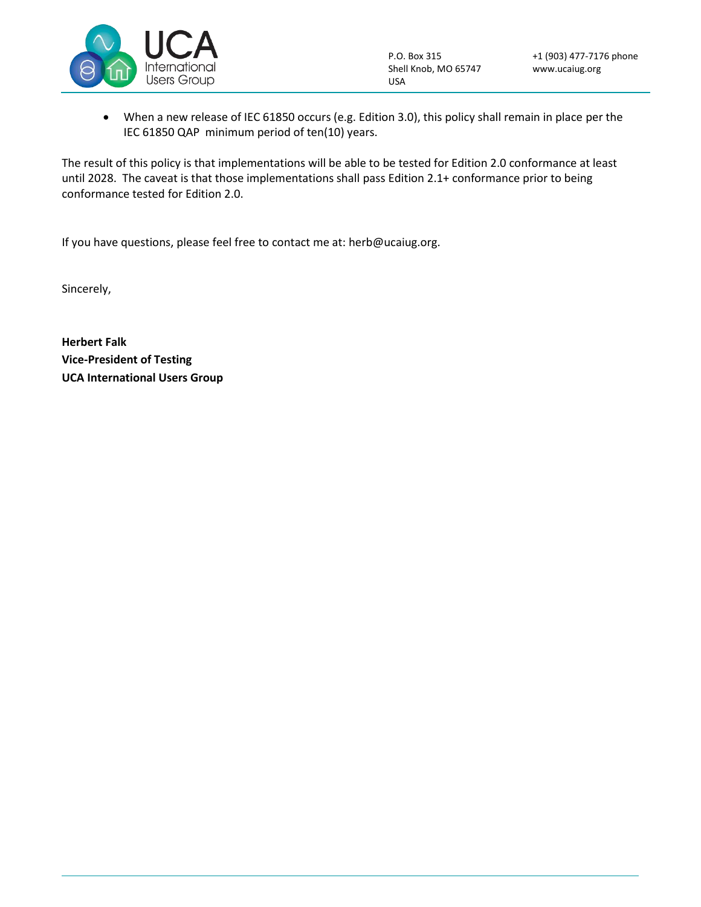- When a new release of IEC 61850 occurs (e.g. Edition 3.0), this policy shall remain in place per the IEC 61850 QAP minimum period of ten(10) years.

The result of this policy is that implementations will be able to be tested for Edition 2.0 conformance at least until 2028. The caveat is that those implementations shall pass Edition 2.1+ conformance prior to being conformance tested for Edition 2.0.

If you have questions, please feel free to contact me at: herb@ucaiug.org.

Sincerely,

**Herbert Falk**
**Vice-President of Testing**
**UCA International Users Group**